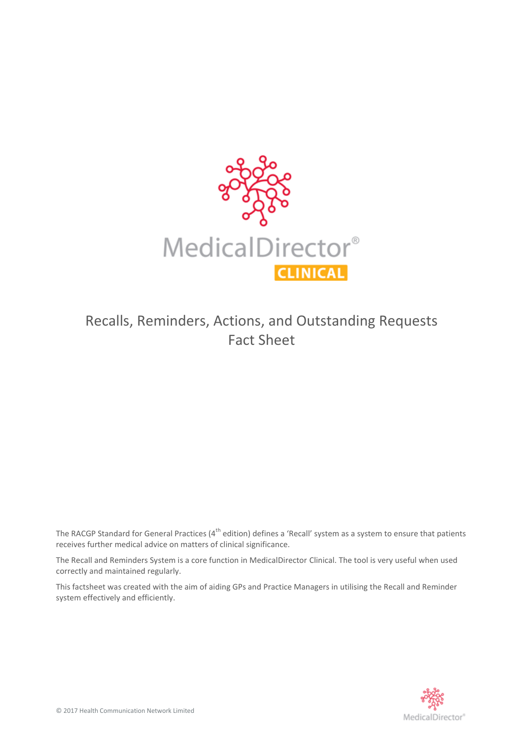MedicalDirector®

CLINICAL

# Recalls, Reminders, Actions, and Outstanding Requests Fact Sheet

The RACGP Standard for General Practices (4th edition) defines a 'Recall' system as a system to ensure that patients receives further medical advice on matters of clinical significance.

The Recall and Reminders System is a core function in MedicalDirector Clinical. The tool is very useful when used correctly and maintained regularly.

This factsheet was created with the aim of aiding GPs and Practice Managers in utilising the Recall and Reminder system effectively and efficiently.

© 2017 Health Communication Network Limited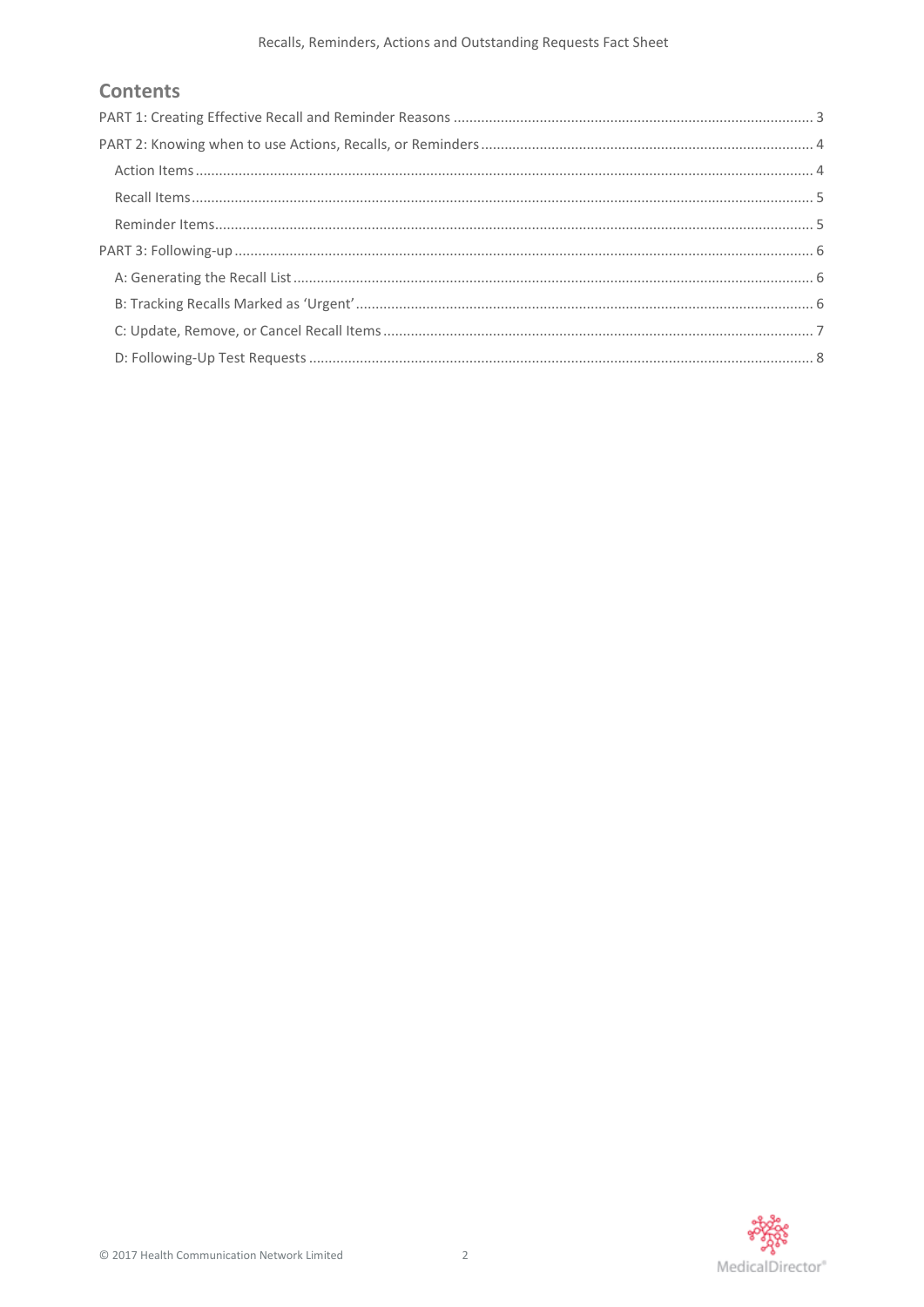## Contents

PART 1: Creating Effective Recall and Reminder Reasons ........ 3

PART 2: Knowing when to use Actions, Recalls, or Reminders ........ 4

- Action Items ........ 4
- Recall Items ........ 5
- Reminder Items ........ 5

PART 3: Following-up ........ 6

- A: Generating the Recall List ........ 6
- B: Tracking Recalls Marked as 'Urgent' ........ 6
- C: Update, Remove, or Cancel Recall Items ........ 7
- D: Following-Up Test Requests ........ 8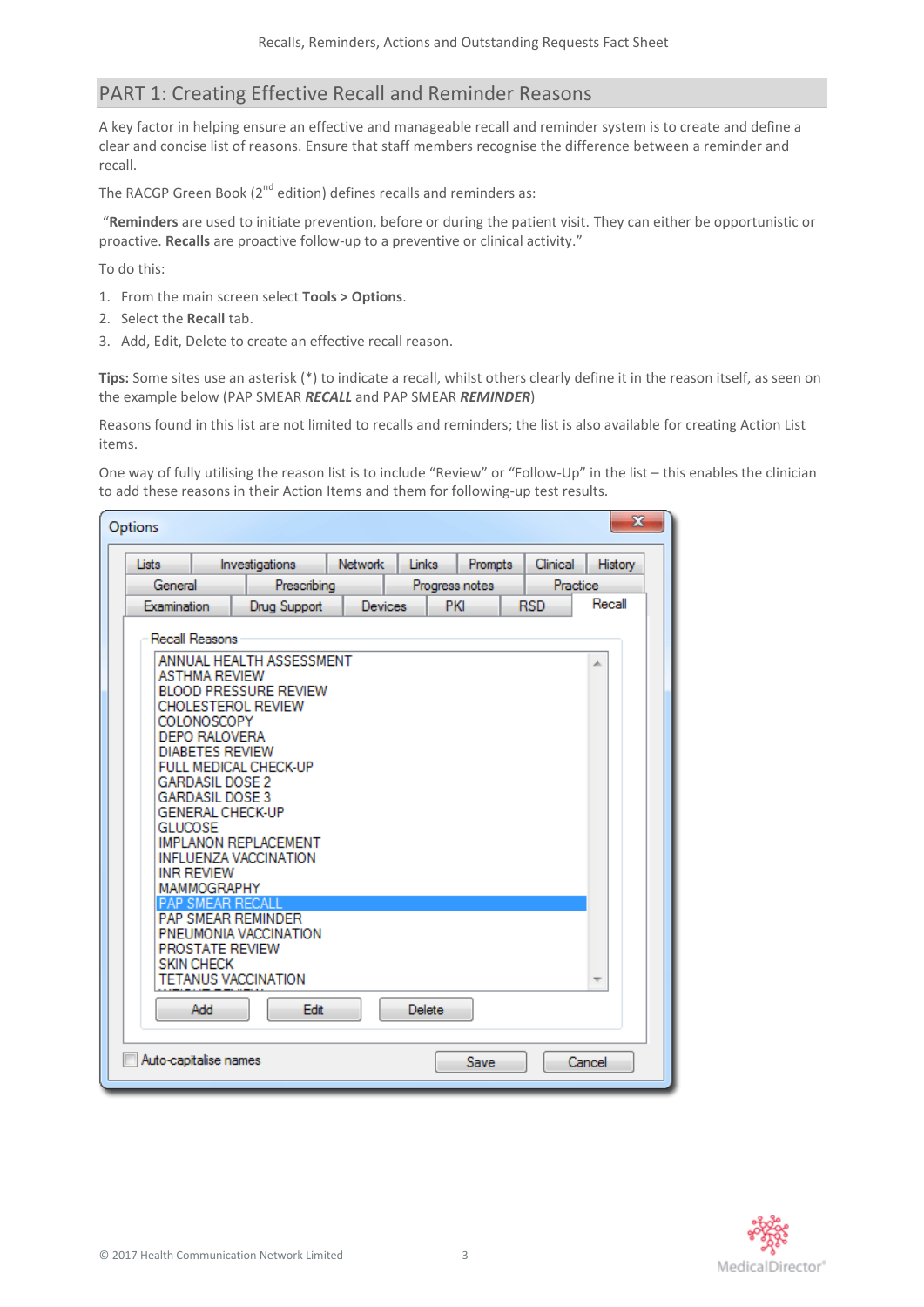## PART 1: Creating Effective Recall and Reminder Reasons

A key factor in helping ensure an effective and manageable recall and reminder system is to create and define a clear and concise list of reasons. Ensure that staff members recognise the difference between a reminder and recall.

The RACGP Green Book (2nd edition) defines recalls and reminders as:

"**Reminders** are used to initiate prevention, before or during the patient visit. They can either be opportunistic or proactive. **Recalls** are proactive follow-up to a preventive or clinical activity."

To do this:

1. From the main screen select **Tools > Options**.
2. Select the **Recall** tab.
3. Add, Edit, Delete to create an effective recall reason.

**Tips:** Some sites use an asterisk (*) to indicate a recall, whilst others clearly define it in the reason itself, as seen on the example below (PAP SMEAR ***RECALL*** and PAP SMEAR ***REMINDER***)

Reasons found in this list are not limited to recalls and reminders; the list is also available for creating Action List items.

One way of fully utilising the reason list is to include "Review" or "Follow-Up" in the list – this enables the clinician to add these reasons in their Action Items and them for following-up test results.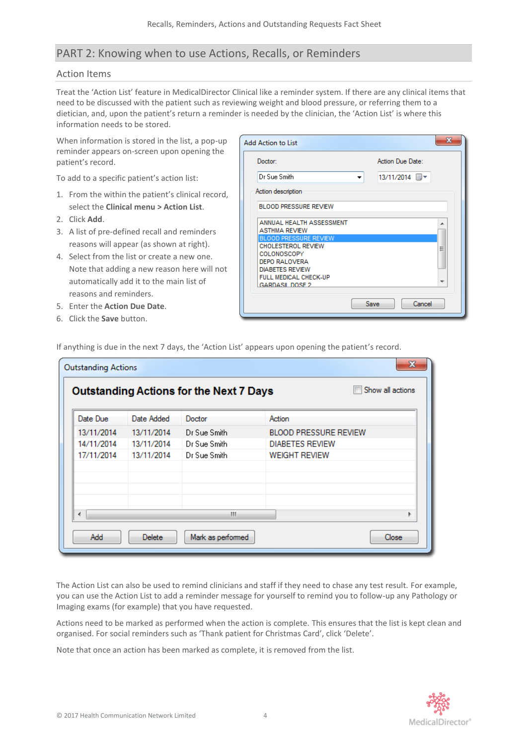## PART 2: Knowing when to use Actions, Recalls, or Reminders

### Action Items

Treat the 'Action List' feature in MedicalDirector Clinical like a reminder system. If there are any clinical items that need to be discussed with the patient such as reviewing weight and blood pressure, or referring them to a dietician, and, upon the patient's return a reminder is needed by the clinician, the 'Action List' is where this information needs to be stored.

When information is stored in the list, a pop-up reminder appears on-screen upon opening the patient's record.

To add to a specific patient's action list:

1. From the within the patient's clinical record, select the **Clinical menu > Action List**.
2. Click **Add**.
3. A list of pre-defined recall and reminders reasons will appear (as shown at right).
4. Select from the list or create a new one. Note that adding a new reason here will not automatically add it to the main list of reasons and reminders.
5. Enter the **Action Due Date**.
6. Click the **Save** button.

If anything is due in the next 7 days, the 'Action List' appears upon opening the patient's record.

The Action List can also be used to remind clinicians and staff if they need to chase any test result. For example, you can use the Action List to add a reminder message for yourself to remind you to follow-up any Pathology or Imaging exams (for example) that you have requested.

Actions need to be marked as performed when the action is complete. This ensures that the list is kept clean and organised. For social reminders such as 'Thank patient for Christmas Card', click 'Delete'.

Note that once an action has been marked as complete, it is removed from the list.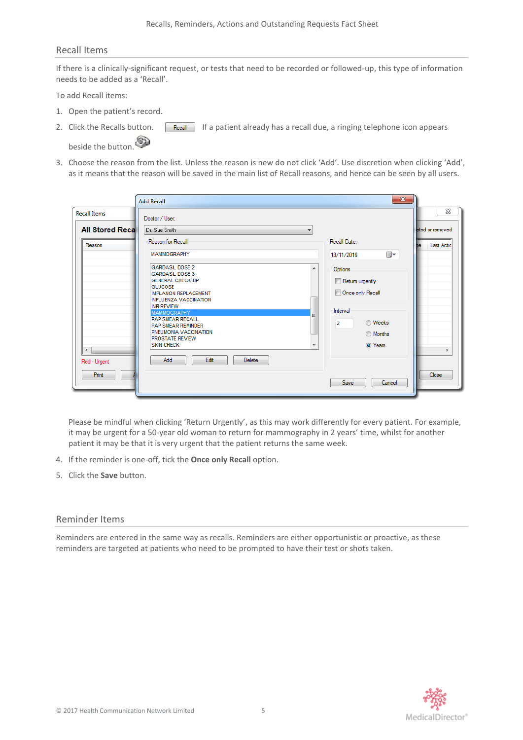## Recall Items

If there is a clinically-significant request, or tests that need to be recorded or followed-up, this type of information needs to be added as a 'Recall'.

To add Recall items:

1. Open the patient's record.
2. Click the Recalls button. If a patient already has a recall due, a ringing telephone icon appears beside the button.
3. Choose the reason from the list. Unless the reason is new do not click 'Add'. Use discretion when clicking 'Add', as it means that the reason will be saved in the main list of Recall reasons, and hence can be seen by all users.

   Please be mindful when clicking 'Return Urgently', as this may work differently for every patient. For example, it may be urgent for a 50-year old woman to return for mammography in 2 years' time, whilst for another patient it may be that it is very urgent that the patient returns the same week.
4. If the reminder is one-off, tick the **Once only Recall** option.
5. Click the **Save** button.

## Reminder Items

Reminders are entered in the same way as recalls. Reminders are either opportunistic or proactive, as these reminders are targeted at patients who need to be prompted to have their test or shots taken.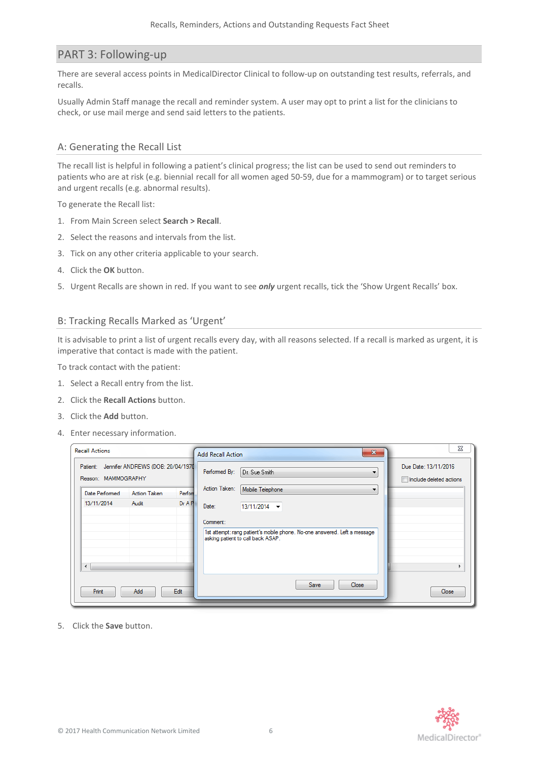## PART 3: Following-up

There are several access points in MedicalDirector Clinical to follow-up on outstanding test results, referrals, and recalls.

Usually Admin Staff manage the recall and reminder system. A user may opt to print a list for the clinicians to check, or use mail merge and send said letters to the patients.

### A: Generating the Recall List

The recall list is helpful in following a patient's clinical progress; the list can be used to send out reminders to patients who are at risk (e.g. biennial recall for all women aged 50-59, due for a mammogram) or to target serious and urgent recalls (e.g. abnormal results).

To generate the Recall list:

1. From Main Screen select **Search > Recall**.
2. Select the reasons and intervals from the list.
3. Tick on any other criteria applicable to your search.
4. Click the **OK** button.
5. Urgent Recalls are shown in red. If you want to see ***only*** urgent recalls, tick the 'Show Urgent Recalls' box.

### B: Tracking Recalls Marked as 'Urgent'

It is advisable to print a list of urgent recalls every day, with all reasons selected. If a recall is marked as urgent, it is imperative that contact is made with the patient.

To track contact with the patient:

1. Select a Recall entry from the list.
2. Click the **Recall Actions** button.
3. Click the **Add** button.
4. Enter necessary information.

5. Click the **Save** button.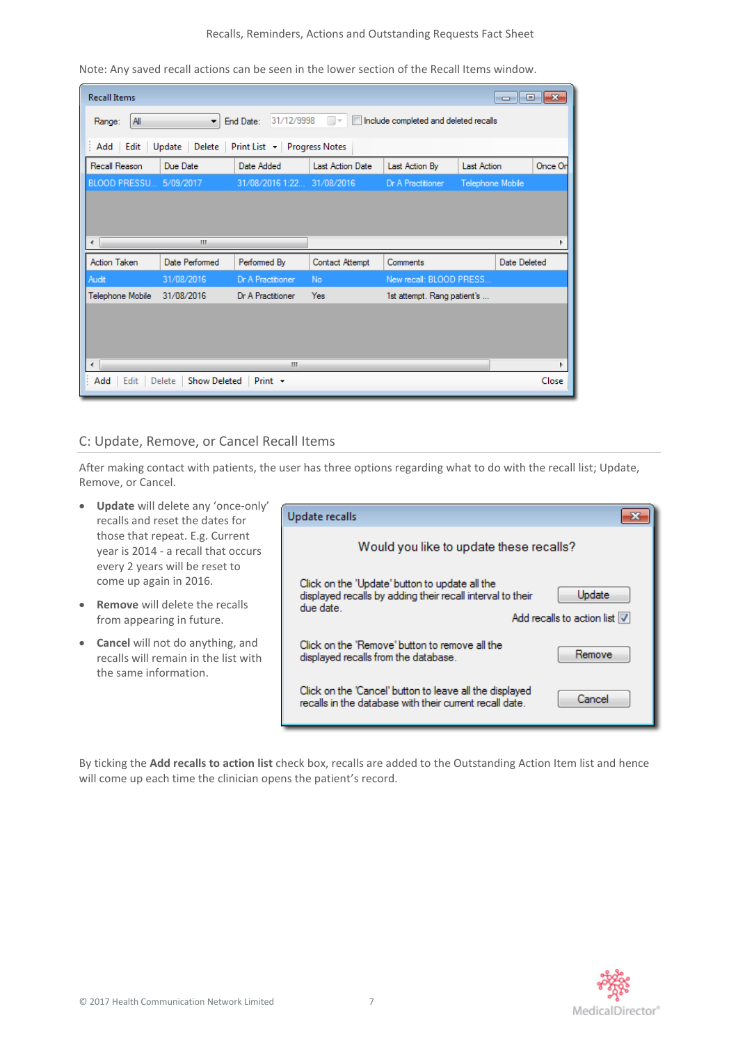Note: Any saved recall actions can be seen in the lower section of the Recall Items window.

## C: Update, Remove, or Cancel Recall Items

After making contact with patients, the user has three options regarding what to do with the recall list; Update, Remove, or Cancel.

- **Update** will delete any 'once-only' recalls and reset the dates for those that repeat. E.g. Current year is 2014 - a recall that occurs every 2 years will be reset to come up again in 2016.
- **Remove** will delete the recalls from appearing in future.
- **Cancel** will not do anything, and recalls will remain in the list with the same information.

By ticking the **Add recalls to action list** check box, recalls are added to the Outstanding Action Item list and hence will come up each time the clinician opens the patient's record.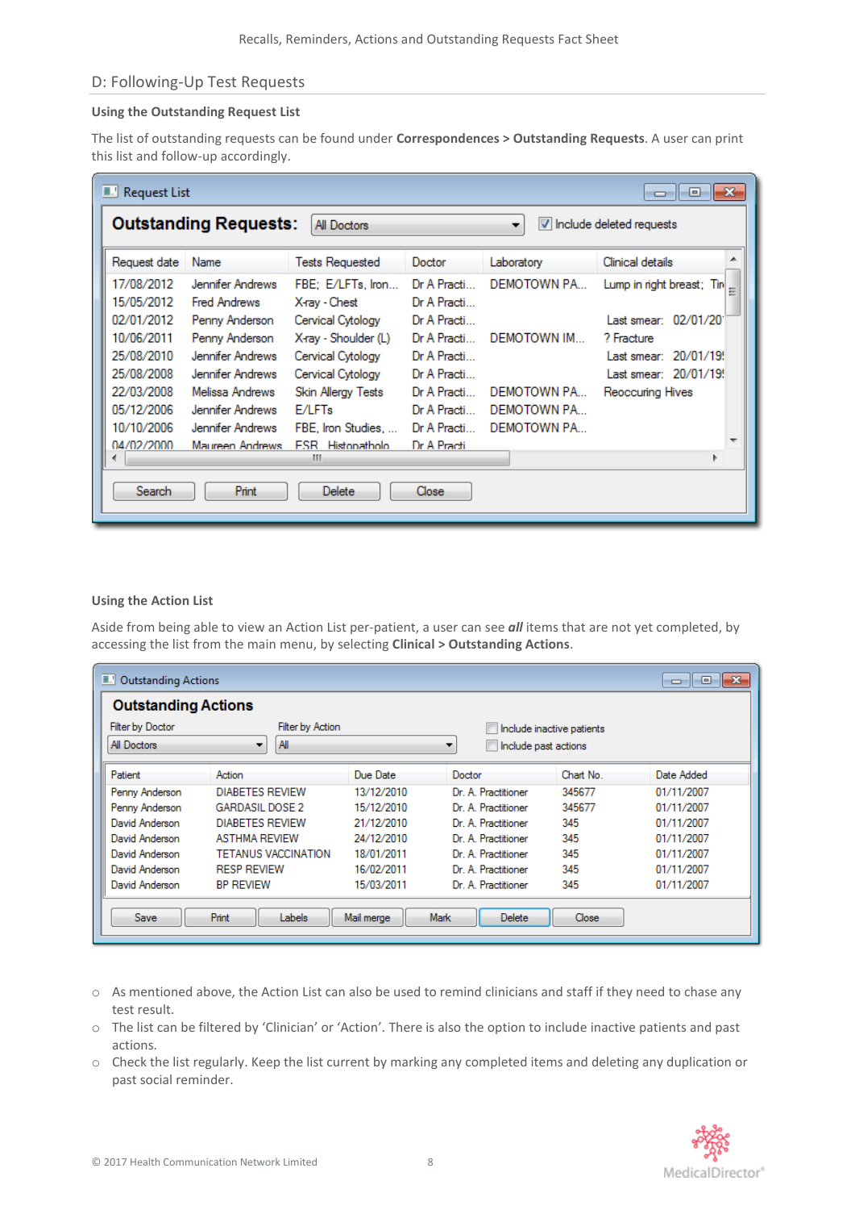## D: Following-Up Test Requests

### Using the Outstanding Request List

The list of outstanding requests can be found under **Correspondences > Outstanding Requests**. A user can print this list and follow-up accordingly.

### Using the Action List

Aside from being able to view an Action List per-patient, a user can see ***all*** items that are not yet completed, by accessing the list from the main menu, by selecting **Clinical > Outstanding Actions**.

- As mentioned above, the Action List can also be used to remind clinicians and staff if they need to chase any test result.
- The list can be filtered by 'Clinician' or 'Action'. There is also the option to include inactive patients and past actions.
- Check the list regularly. Keep the list current by marking any completed items and deleting any duplication or past social reminder.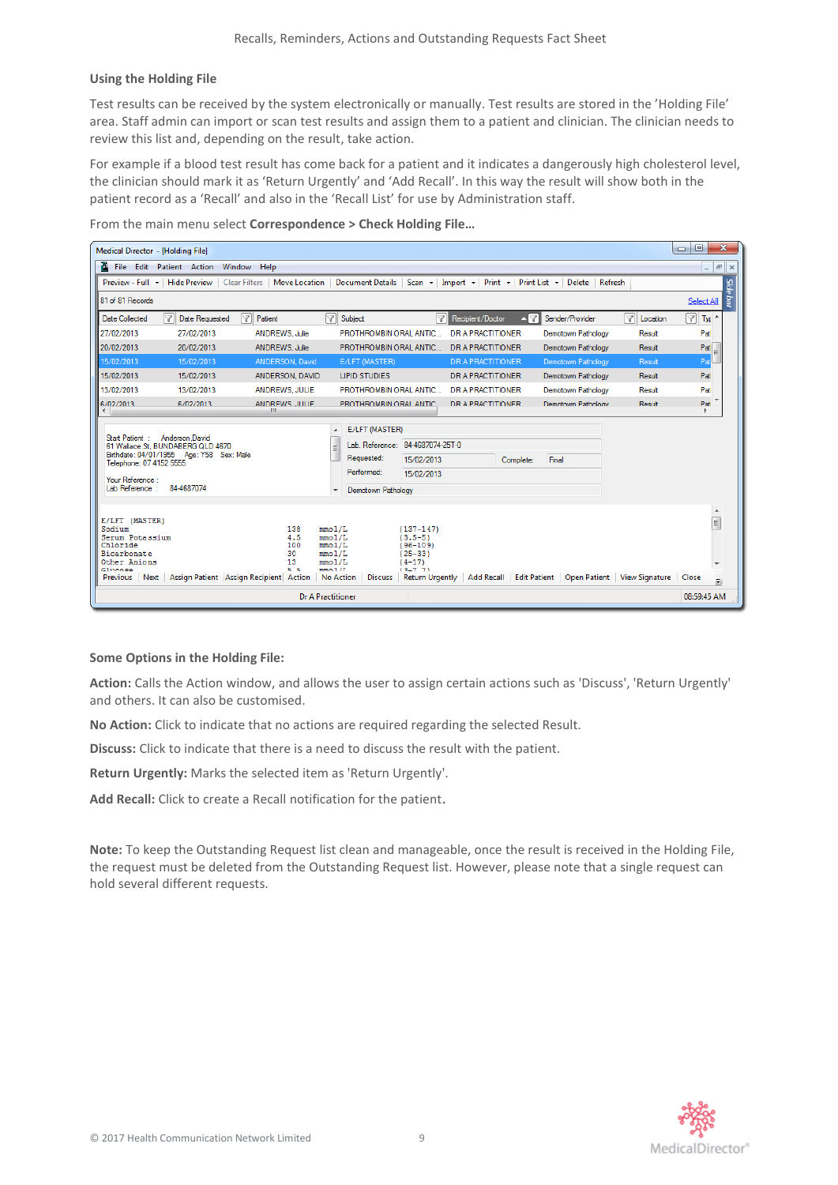### Using the Holding File

Test results can be received by the system electronically or manually. Test results are stored in the 'Holding File' area. Staff admin can import or scan test results and assign them to a patient and clinician. The clinician needs to review this list and, depending on the result, take action.

For example if a blood test result has come back for a patient and it indicates a dangerously high cholesterol level, the clinician should mark it as 'Return Urgently' and 'Add Recall'. In this way the result will show both in the patient record as a 'Recall' and also in the 'Recall List' for use by Administration staff.

From the main menu select **Correspondence > Check Holding File…**

### Some Options in the Holding File:

**Action:** Calls the Action window, and allows the user to assign certain actions such as 'Discuss', 'Return Urgently' and others. It can also be customised.

**No Action:** Click to indicate that no actions are required regarding the selected Result.

**Discuss:** Click to indicate that there is a need to discuss the result with the patient.

**Return Urgently:** Marks the selected item as 'Return Urgently'.

**Add Recall:** Click to create a Recall notification for the patient.

**Note:** To keep the Outstanding Request list clean and manageable, once the result is received in the Holding File, the request must be deleted from the Outstanding Request list. However, please note that a single request can hold several different requests.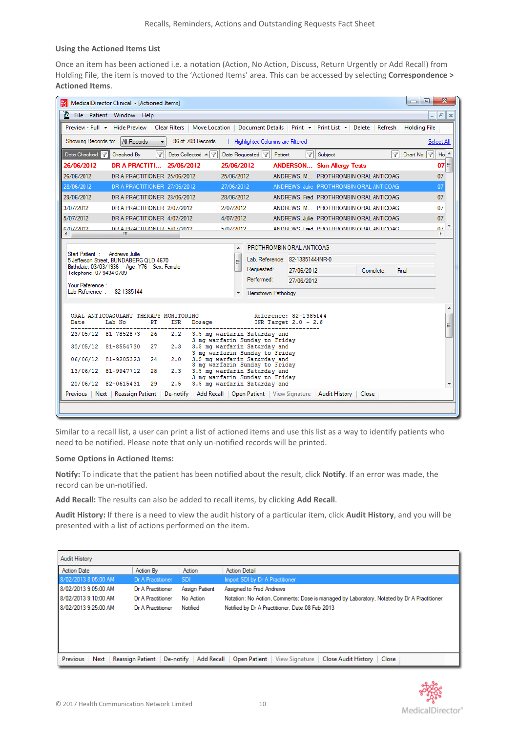**Using the Actioned Items List**

Once an item has been actioned i.e. a notation (Action, No Action, Discuss, Return Urgently or Add Recall) from Holding File, the item is moved to the 'Actioned Items' area. This can be accessed by selecting **Correspondence > Actioned Items**.

Similar to a recall list, a user can print a list of actioned items and use this list as a way to identify patients who need to be notified. Please note that only un-notified records will be printed.

**Some Options in Actioned Items:**

**Notify:** To indicate that the patient has been notified about the result, click **Notify**. If an error was made, the record can be un-notified.

**Add Recall:** The results can also be added to recall items, by clicking **Add Recall**.

**Audit History:** If there is a need to view the audit history of a particular item, click **Audit History**, and you will be presented with a list of actions performed on the item.